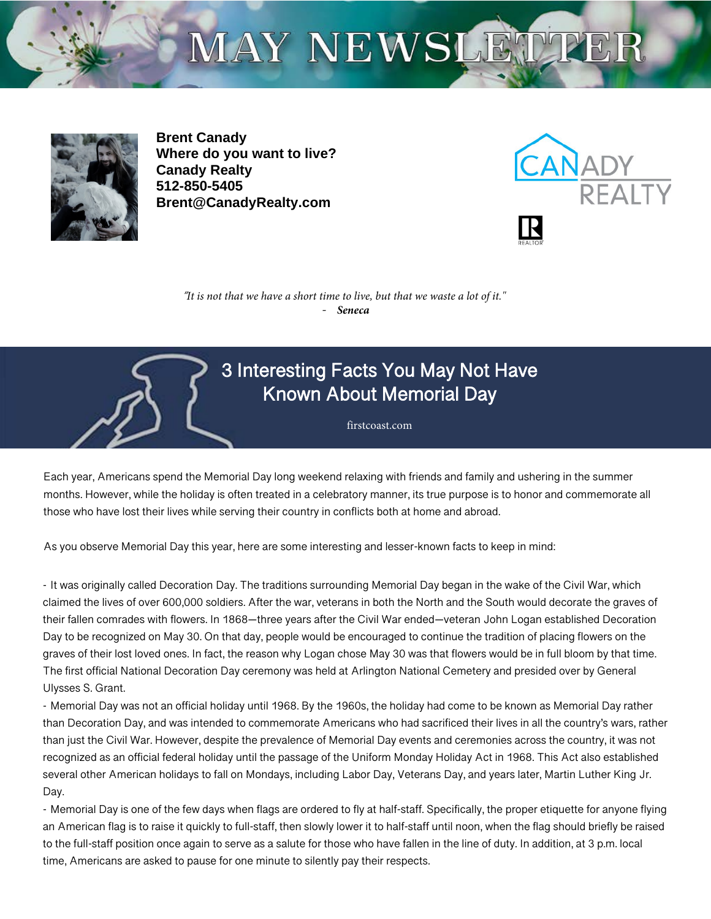# MAY NEWSLETTER

**Brent Canady**
**Where do you want to live?**
**Canady Realty**
**512-850-5405**
**Brent@CanadyRealty.com**

CANADY REALTY

*"It is not that we have a short time to live, but that we waste a lot of it."*
\- ***Seneca***

## 3 Interesting Facts You May Not Have Known About Memorial Day

firstcoast.com

Each year, Americans spend the Memorial Day long weekend relaxing with friends and family and ushering in the summer months. However, while the holiday is often treated in a celebratory manner, its true purpose is to honor and commemorate all those who have lost their lives while serving their country in conflicts both at home and abroad.

As you observe Memorial Day this year, here are some interesting and lesser-known facts to keep in mind:

\- It was originally called Decoration Day. The traditions surrounding Memorial Day began in the wake of the Civil War, which claimed the lives of over 600,000 soldiers. After the war, veterans in both the North and the South would decorate the graves of their fallen comrades with flowers. In 1868—three years after the Civil War ended—veteran John Logan established Decoration Day to be recognized on May 30. On that day, people would be encouraged to continue the tradition of placing flowers on the graves of their lost loved ones. In fact, the reason why Logan chose May 30 was that flowers would be in full bloom by that time. The first official National Decoration Day ceremony was held at Arlington National Cemetery and presided over by General Ulysses S. Grant.

\- Memorial Day was not an official holiday until 1968. By the 1960s, the holiday had come to be known as Memorial Day rather than Decoration Day, and was intended to commemorate Americans who had sacrificed their lives in all the country's wars, rather than just the Civil War. However, despite the prevalence of Memorial Day events and ceremonies across the country, it was not recognized as an official federal holiday until the passage of the Uniform Monday Holiday Act in 1968. This Act also established several other American holidays to fall on Mondays, including Labor Day, Veterans Day, and years later, Martin Luther King Jr. Day.

\- Memorial Day is one of the few days when flags are ordered to fly at half-staff. Specifically, the proper etiquette for anyone flying an American flag is to raise it quickly to full-staff, then slowly lower it to half-staff until noon, when the flag should briefly be raised to the full-staff position once again to serve as a salute for those who have fallen in the line of duty. In addition, at 3 p.m. local time, Americans are asked to pause for one minute to silently pay their respects.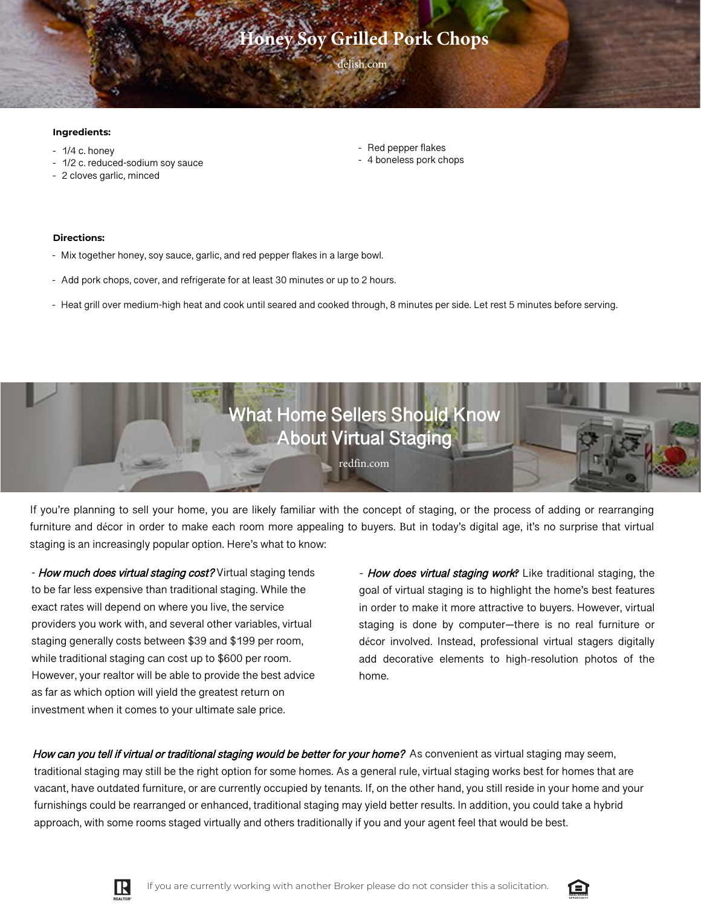# Honey Soy Grilled Pork Chops

delish.com

**Ingredients:**

- 1/4 c. honey
- 1/2 c. reduced-sodium soy sauce
- 2 cloves garlic, minced
- Red pepper flakes
- 4 boneless pork chops

**Directions:**

- Mix together honey, soy sauce, garlic, and red pepper flakes in a large bowl.
- Add pork chops, cover, and refrigerate for at least 30 minutes or up to 2 hours.
- Heat grill over medium-high heat and cook until seared and cooked through, 8 minutes per side. Let rest 5 minutes before serving.

# What Home Sellers Should Know About Virtual Staging

redfin.com

If you're planning to sell your home, you are likely familiar with the concept of staging, or the process of adding or rearranging furniture and décor in order to make each room more appealing to buyers. But in today's digital age, it's no surprise that virtual staging is an increasingly popular option. Here's what to know:

- ***How much does virtual staging cost?*** Virtual staging tends to be far less expensive than traditional staging. While the exact rates will depend on where you live, the service providers you work with, and several other variables, virtual staging generally costs between $39 and $199 per room, while traditional staging can cost up to $600 per room. However, your realtor will be able to provide the best advice as far as which option will yield the greatest return on investment when it comes to your ultimate sale price.

- ***How does virtual staging work?*** Like traditional staging, the goal of virtual staging is to highlight the home's best features in order to make it more attractive to buyers. However, virtual staging is done by computer—there is no real furniture or décor involved. Instead, professional virtual stagers digitally add decorative elements to high-resolution photos of the home.

***How can you tell if virtual or traditional staging would be better for your home?*** As convenient as virtual staging may seem, traditional staging may still be the right option for some homes. As a general rule, virtual staging works best for homes that are vacant, have outdated furniture, or are currently occupied by tenants. If, on the other hand, you still reside in your home and your furnishings could be rearranged or enhanced, traditional staging may yield better results. In addition, you could take a hybrid approach, with some rooms staged virtually and others traditionally if you and your agent feel that would be best.

If you are currently working with another Broker please do not consider this a solicitation.